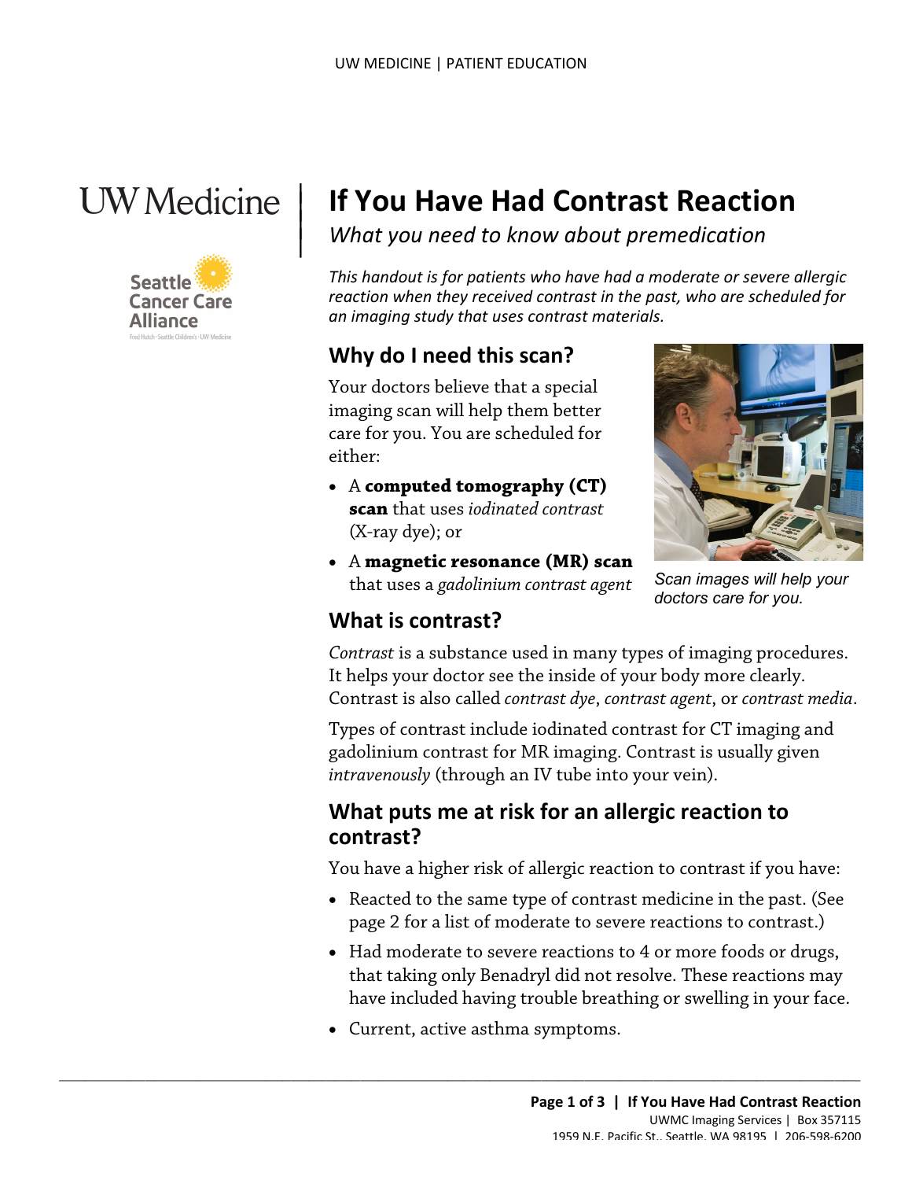UW Medicine

# If You Have Had Contrast Reaction

*What you need to know about premedication*

*This handout is for patients who have had a moderate or severe allergic reaction when they received contrast in the past, who are scheduled for an imaging study that uses contrast materials.*

## Why do I need this scan?

Your doctors believe that a special imaging scan will help them better care for you. You are scheduled for either:

- A **computed tomography (CT) scan** that uses *iodinated contrast* (X-ray dye); or
- A **magnetic resonance (MR) scan** that uses a *gadolinium contrast agent*

*Scan images will help your doctors care for you.*

## What is contrast?

*Contrast* is a substance used in many types of imaging procedures. It helps your doctor see the inside of your body more clearly. Contrast is also called *contrast dye*, *contrast agent*, or *contrast media*.

Types of contrast include iodinated contrast for CT imaging and gadolinium contrast for MR imaging. Contrast is usually given *intravenously* (through an IV tube into your vein).

## What puts me at risk for an allergic reaction to contrast?

You have a higher risk of allergic reaction to contrast if you have:

- Reacted to the same type of contrast medicine in the past. (See page 2 for a list of moderate to severe reactions to contrast.)
- Had moderate to severe reactions to 4 or more foods or drugs, that taking only Benadryl did not resolve. These reactions may have included having trouble breathing or swelling in your face.
- Current, active asthma symptoms.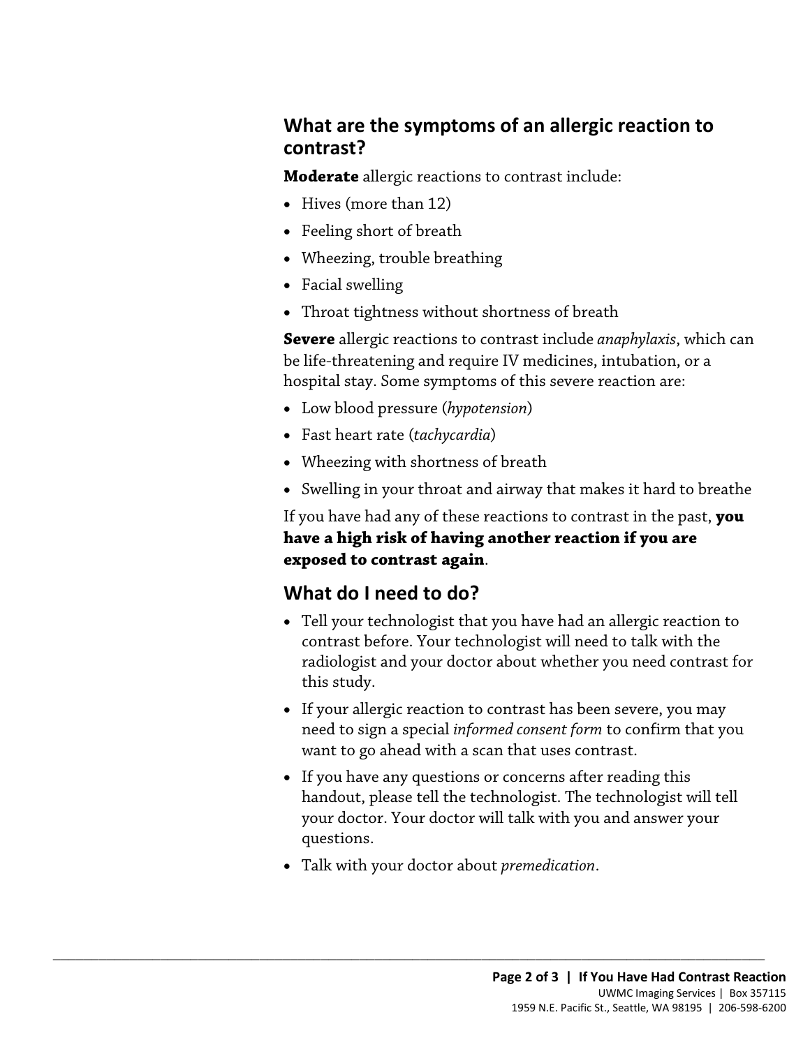## What are the symptoms of an allergic reaction to contrast?

**Moderate** allergic reactions to contrast include:

- Hives (more than 12)
- Feeling short of breath
- Wheezing, trouble breathing
- Facial swelling
- Throat tightness without shortness of breath

**Severe** allergic reactions to contrast include *anaphylaxis*, which can be life-threatening and require IV medicines, intubation, or a hospital stay. Some symptoms of this severe reaction are:

- Low blood pressure (*hypotension*)
- Fast heart rate (*tachycardia*)
- Wheezing with shortness of breath
- Swelling in your throat and airway that makes it hard to breathe

If you have had any of these reactions to contrast in the past, **you have a high risk of having another reaction if you are exposed to contrast again**.

## What do I need to do?

- Tell your technologist that you have had an allergic reaction to contrast before. Your technologist will need to talk with the radiologist and your doctor about whether you need contrast for this study.
- If your allergic reaction to contrast has been severe, you may need to sign a special *informed consent form* to confirm that you want to go ahead with a scan that uses contrast.
- If you have any questions or concerns after reading this handout, please tell the technologist. The technologist will tell your doctor. Your doctor will talk with you and answer your questions.
- Talk with your doctor about *premedication*.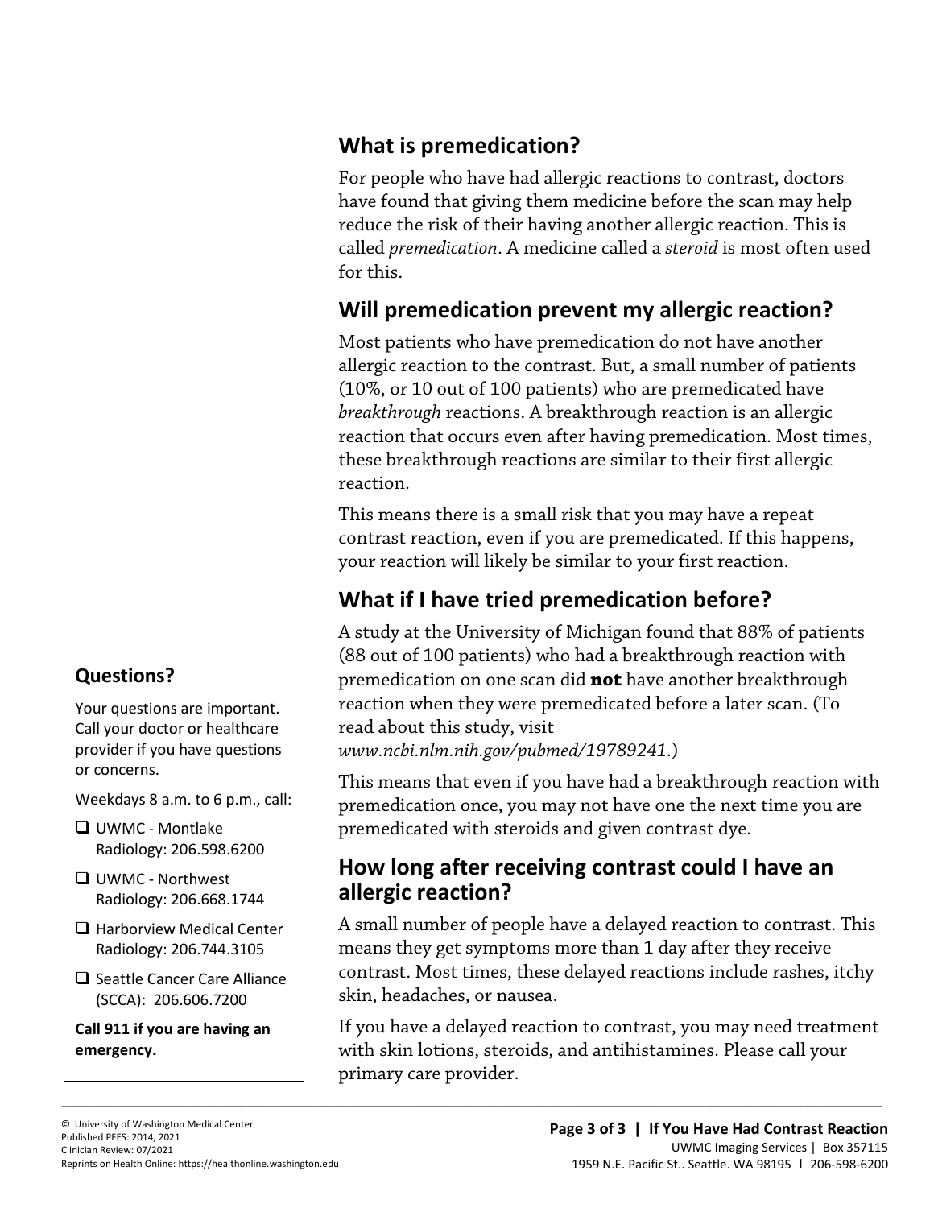## What is premedication?

For people who have had allergic reactions to contrast, doctors have found that giving them medicine before the scan may help reduce the risk of their having another allergic reaction. This is called *premedication*. A medicine called a *steroid* is most often used for this.

## Will premedication prevent my allergic reaction?

Most patients who have premedication do not have another allergic reaction to the contrast. But, a small number of patients (10%, or 10 out of 100 patients) who are premedicated have *breakthrough* reactions. A breakthrough reaction is an allergic reaction that occurs even after having premedication. Most times, these breakthrough reactions are similar to their first allergic reaction.

This means there is a small risk that you may have a repeat contrast reaction, even if you are premedicated. If this happens, your reaction will likely be similar to your first reaction.

## What if I have tried premedication before?

A study at the University of Michigan found that 88% of patients (88 out of 100 patients) who had a breakthrough reaction with premedication on one scan did **not** have another breakthrough reaction when they were premedicated before a later scan. (To read about this study, visit *www.ncbi.nlm.nih.gov/pubmed/19789241*.)

This means that even if you have had a breakthrough reaction with premedication once, you may not have one the next time you are premedicated with steroids and given contrast dye.

## How long after receiving contrast could I have an allergic reaction?

A small number of people have a delayed reaction to contrast. This means they get symptoms more than 1 day after they receive contrast. Most times, these delayed reactions include rashes, itchy skin, headaches, or nausea.

If you have a delayed reaction to contrast, you may need treatment with skin lotions, steroids, and antihistamines. Please call your primary care provider.

### Questions?

Your questions are important. Call your doctor or healthcare provider if you have questions or concerns.

Weekdays 8 a.m. to 6 p.m., call:

- ❑ UWMC - Montlake Radiology: 206.598.6200
- ❑ UWMC - Northwest Radiology: 206.668.1744
- ❑ Harborview Medical Center Radiology: 206.744.3105
- ❑ Seattle Cancer Care Alliance (SCCA): 206.606.7200

**Call 911 if you are having an emergency.**

© University of Washington Medical Center
Published PFES: 2014, 2021
Clinician Review: 07/2021
Reprints on Health Online: https://healthonline.washington.edu

UWMC Imaging Services | Box 357115
1959 N.E. Pacific St., Seattle, WA 98195 | 206-598-6200